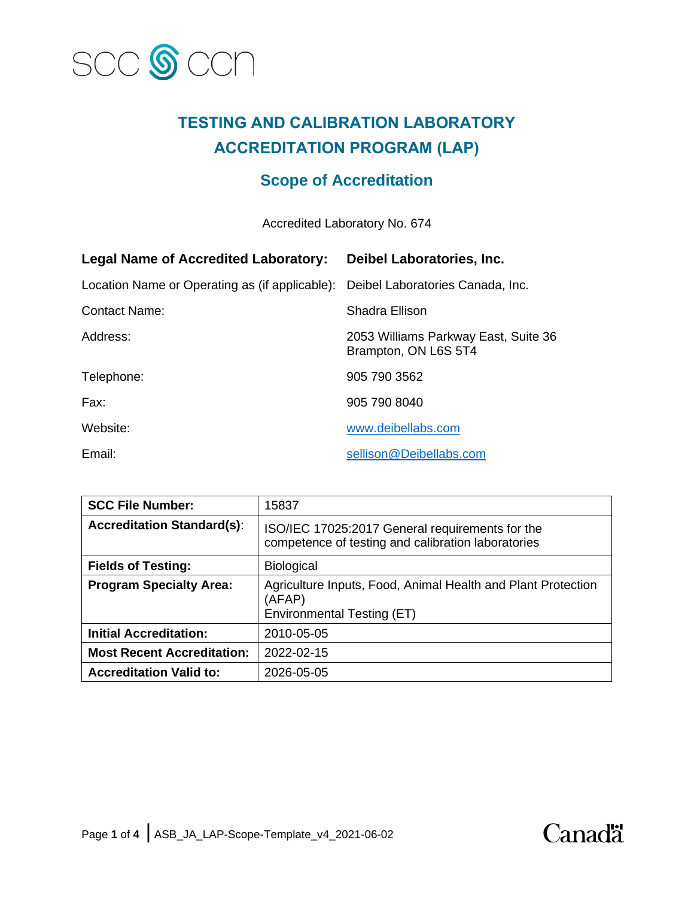SCC CCN

# TESTING AND CALIBRATION LABORATORY ACCREDITATION PROGRAM (LAP)

## Scope of Accreditation

Accredited Laboratory No. 674

| | |
|---|---|
| **Legal Name of Accredited Laboratory:** | **Deibel Laboratories, Inc.** |
| Location Name or Operating as (if applicable): | Deibel Laboratories Canada, Inc. |
| Contact Name: | Shadra Ellison |
| Address: | 2053 Williams Parkway East, Suite 36<br>Brampton, ON L6S 5T4 |
| Telephone: | 905 790 3562 |
| Fax: | 905 790 8040 |
| Website: | www.deibellabs.com |
| Email: | sellison@Deibellabs.com |

| | |
|---|---|
| **SCC File Number:** | 15837 |
| **Accreditation Standard(s)**: | ISO/IEC 17025:2017 General requirements for the competence of testing and calibration laboratories |
| **Fields of Testing:** | Biological |
| **Program Specialty Area:** | Agriculture Inputs, Food, Animal Health and Plant Protection (AFAP)<br>Environmental Testing (ET) |
| **Initial Accreditation:** | 2010-05-05 |
| **Most Recent Accreditation:** | 2022-02-15 |
| **Accreditation Valid to:** | 2026-05-05 |

ASB_JA_LAP-Scope-Template_v4_2021-06-02

Canada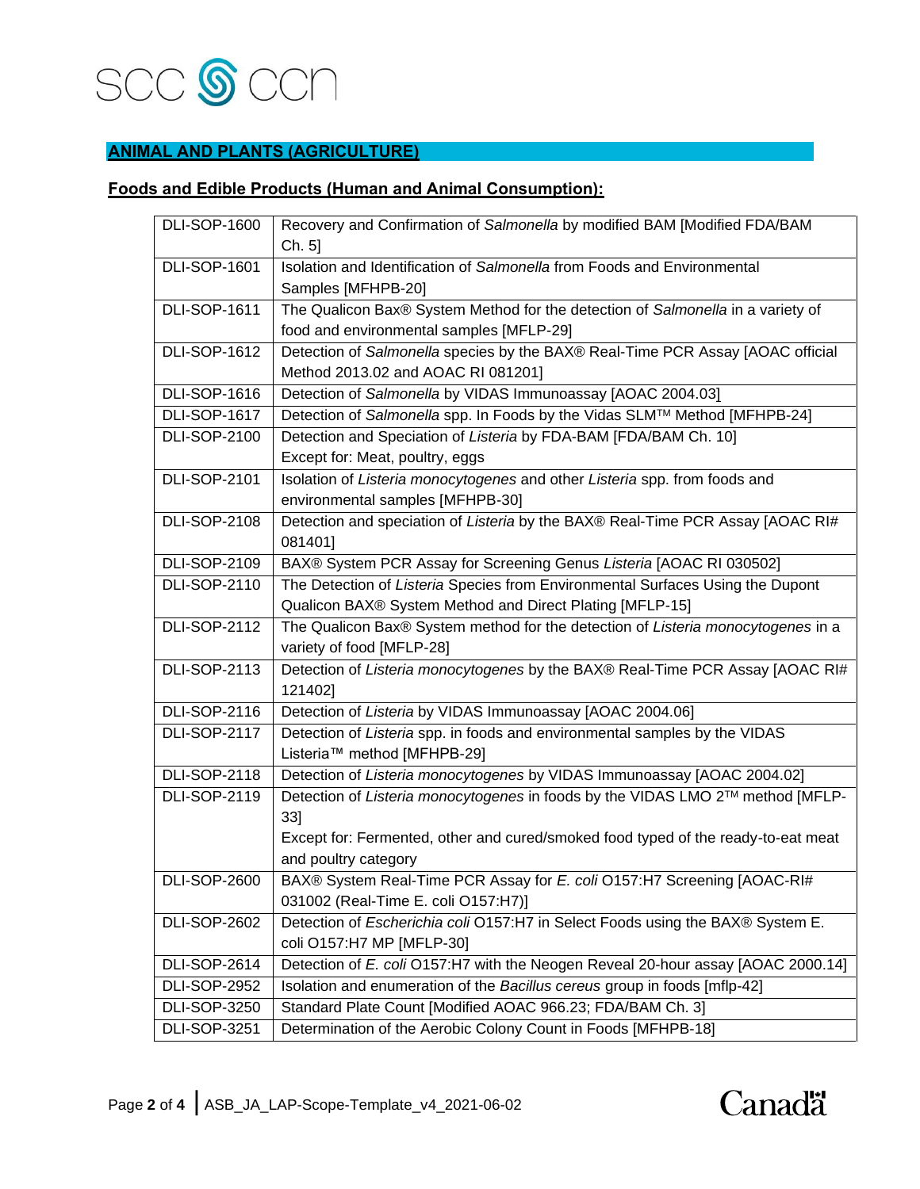## ANIMAL AND PLANTS (AGRICULTURE)

### Foods and Edible Products (Human and Animal Consumption):

| | |
|---|---|
| DLI-SOP-1600 | Recovery and Confirmation of *Salmonella* by modified BAM [Modified FDA/BAM Ch. 5] |
| DLI-SOP-1601 | Isolation and Identification of *Salmonella* from Foods and Environmental Samples [MFHPB-20] |
| DLI-SOP-1611 | The Qualicon Bax® System Method for the detection of *Salmonella* in a variety of food and environmental samples [MFLP-29] |
| DLI-SOP-1612 | Detection of *Salmonella* species by the BAX® Real-Time PCR Assay [AOAC official Method 2013.02 and AOAC RI 081201] |
| DLI-SOP-1616 | Detection of *Salmonella* by VIDAS Immunoassay [AOAC 2004.03] |
| DLI-SOP-1617 | Detection of *Salmonella* spp. In Foods by the Vidas SLM™ Method [MFHPB-24] |
| DLI-SOP-2100 | Detection and Speciation of *Listeria* by FDA-BAM [FDA/BAM Ch. 10]<br>Except for: Meat, poultry, eggs |
| DLI-SOP-2101 | Isolation of *Listeria monocytogenes* and other *Listeria* spp. from foods and environmental samples [MFHPB-30] |
| DLI-SOP-2108 | Detection and speciation of *Listeria* by the BAX® Real-Time PCR Assay [AOAC RI# 081401] |
| DLI-SOP-2109 | BAX® System PCR Assay for Screening Genus *Listeria* [AOAC RI 030502] |
| DLI-SOP-2110 | The Detection of *Listeria* Species from Environmental Surfaces Using the Dupont Qualicon BAX® System Method and Direct Plating [MFLP-15] |
| DLI-SOP-2112 | The Qualicon Bax® System method for the detection of *Listeria monocytogenes* in a variety of food [MFLP-28] |
| DLI-SOP-2113 | Detection of *Listeria monocytogenes* by the BAX® Real-Time PCR Assay [AOAC RI# 121402] |
| DLI-SOP-2116 | Detection of *Listeria* by VIDAS Immunoassay [AOAC 2004.06] |
| DLI-SOP-2117 | Detection of *Listeria* spp. in foods and environmental samples by the VIDAS Listeria™ method [MFHPB-29] |
| DLI-SOP-2118 | Detection of *Listeria monocytogenes* by VIDAS Immunoassay [AOAC 2004.02] |
| DLI-SOP-2119 | Detection of *Listeria monocytogenes* in foods by the VIDAS LMO 2™ method [MFLP-33]<br>Except for: Fermented, other and cured/smoked food typed of the ready-to-eat meat and poultry category |
| DLI-SOP-2600 | BAX® System Real-Time PCR Assay for *E. coli* O157:H7 Screening [AOAC-RI# 031002 (Real-Time E. coli O157:H7)] |
| DLI-SOP-2602 | Detection of *Escherichia coli* O157:H7 in Select Foods using the BAX® System E. coli O157:H7 MP [MFLP-30] |
| DLI-SOP-2614 | Detection of *E. coli* O157:H7 with the Neogen Reveal 20-hour assay [AOAC 2000.14] |
| DLI-SOP-2952 | Isolation and enumeration of the *Bacillus cereus* group in foods [mflp-42] |
| DLI-SOP-3250 | Standard Plate Count [Modified AOAC 966.23; FDA/BAM Ch. 3] |
| DLI-SOP-3251 | Determination of the Aerobic Colony Count in Foods [MFHPB-18] |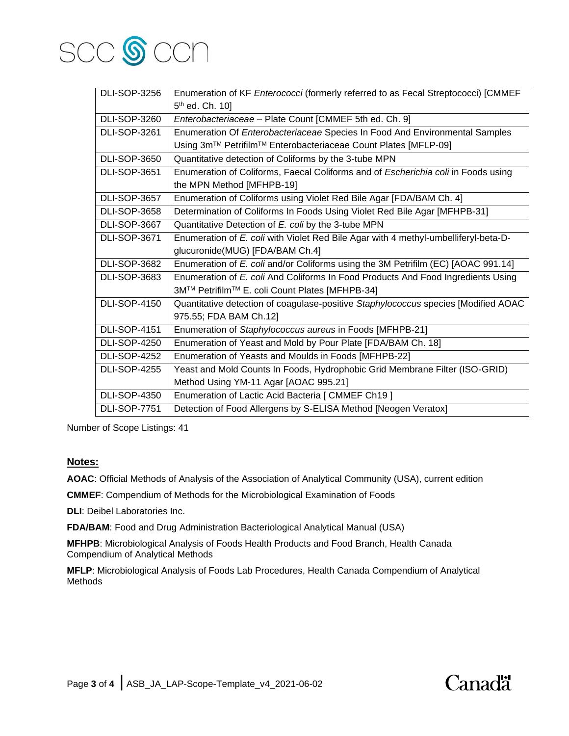| | |
|---|---|
| DLI-SOP-3256 | Enumeration of KF *Enterococci* (formerly referred to as Fecal Streptococci) [CMMEF 5th ed. Ch. 10] |
| DLI-SOP-3260 | *Enterobacteriaceae* – Plate Count [CMMEF 5th ed. Ch. 9] |
| DLI-SOP-3261 | Enumeration Of *Enterobacteriaceae* Species In Food And Environmental Samples Using 3m™ Petrifilm™ Enterobacteriaceae Count Plates [MFLP-09] |
| DLI-SOP-3650 | Quantitative detection of Coliforms by the 3-tube MPN |
| DLI-SOP-3651 | Enumeration of Coliforms, Faecal Coliforms and of *Escherichia coli* in Foods using the MPN Method [MFHPB-19] |
| DLI-SOP-3657 | Enumeration of Coliforms using Violet Red Bile Agar [FDA/BAM Ch. 4] |
| DLI-SOP-3658 | Determination of Coliforms In Foods Using Violet Red Bile Agar [MFHPB-31] |
| DLI-SOP-3667 | Quantitative Detection of *E. coli* by the 3-tube MPN |
| DLI-SOP-3671 | Enumeration of *E. coli* with Violet Red Bile Agar with 4 methyl-umbelliferyl-beta-D-glucuronide(MUG) [FDA/BAM Ch.4] |
| DLI-SOP-3682 | Enumeration of *E. coli* and/or Coliforms using the 3M Petrifilm (EC) [AOAC 991.14] |
| DLI-SOP-3683 | Enumeration of *E. coli* And Coliforms In Food Products And Food Ingredients Using 3M™ Petrifilm™ E. coli Count Plates [MFHPB-34] |
| DLI-SOP-4150 | Quantitative detection of coagulase-positive *Staphylococcus* species [Modified AOAC 975.55; FDA BAM Ch.12] |
| DLI-SOP-4151 | Enumeration of *Staphylococcus aureus* in Foods [MFHPB-21] |
| DLI-SOP-4250 | Enumeration of Yeast and Mold by Pour Plate [FDA/BAM Ch. 18] |
| DLI-SOP-4252 | Enumeration of Yeasts and Moulds in Foods [MFHPB-22] |
| DLI-SOP-4255 | Yeast and Mold Counts In Foods, Hydrophobic Grid Membrane Filter (ISO-GRID) Method Using YM-11 Agar [AOAC 995.21] |
| DLI-SOP-4350 | Enumeration of Lactic Acid Bacteria [ CMMEF Ch19 ] |
| DLI-SOP-7751 | Detection of Food Allergens by S-ELISA Method [Neogen Veratox] |

Number of Scope Listings: 41

## Notes:

**AOAC**: Official Methods of Analysis of the Association of Analytical Community (USA), current edition

**CMMEF**: Compendium of Methods for the Microbiological Examination of Foods

**DLI**: Deibel Laboratories Inc.

**FDA/BAM**: Food and Drug Administration Bacteriological Analytical Manual (USA)

**MFHPB**: Microbiological Analysis of Foods Health Products and Food Branch, Health Canada Compendium of Analytical Methods

**MFLP**: Microbiological Analysis of Foods Lab Procedures, Health Canada Compendium of Analytical Methods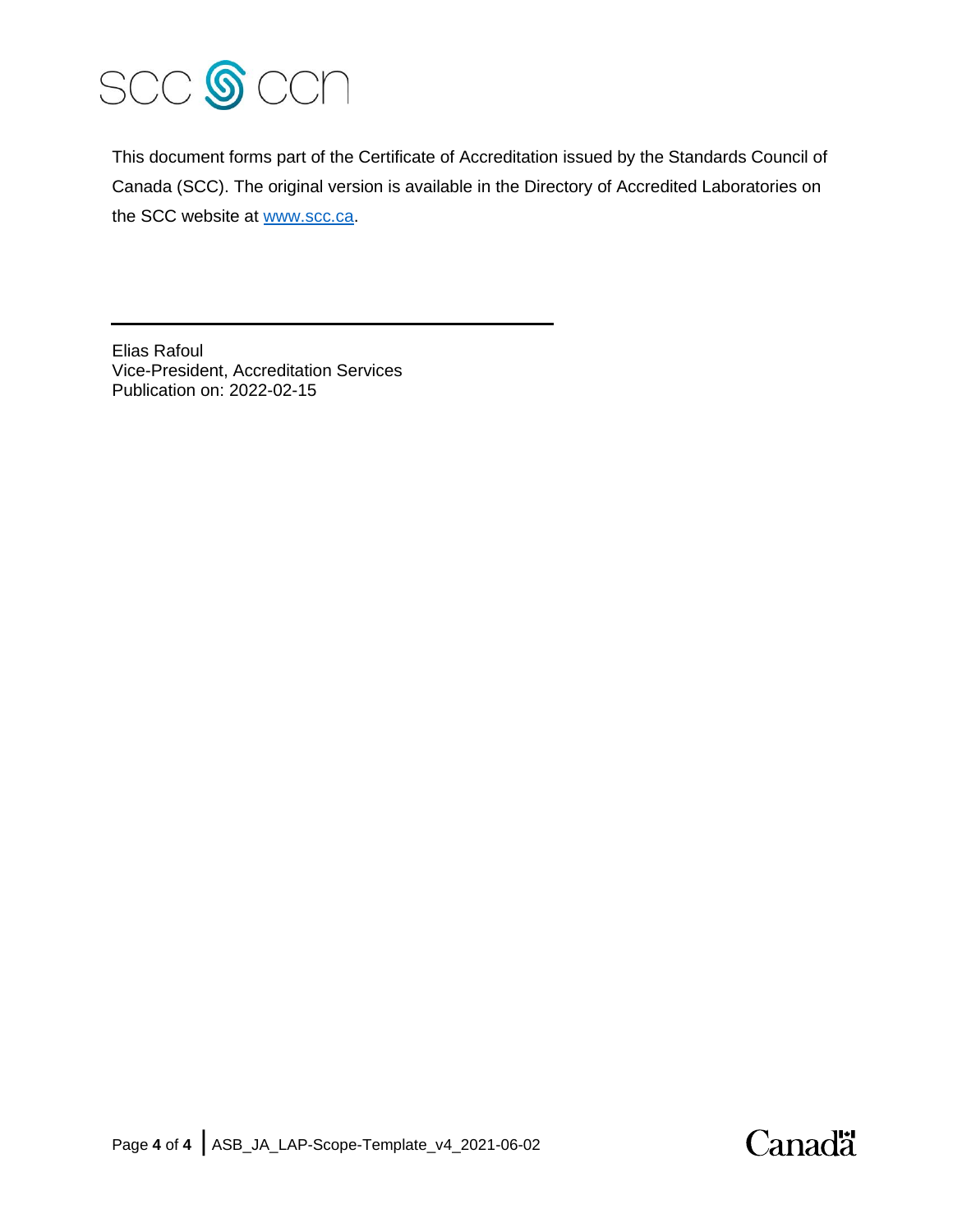This document forms part of the Certificate of Accreditation issued by the Standards Council of Canada (SCC). The original version is available in the Directory of Accredited Laboratories on the SCC website at [www.scc.ca](http://www.scc.ca).

---

Elias Rafoul
Vice-President, Accreditation Services
Publication on: 2022-02-15